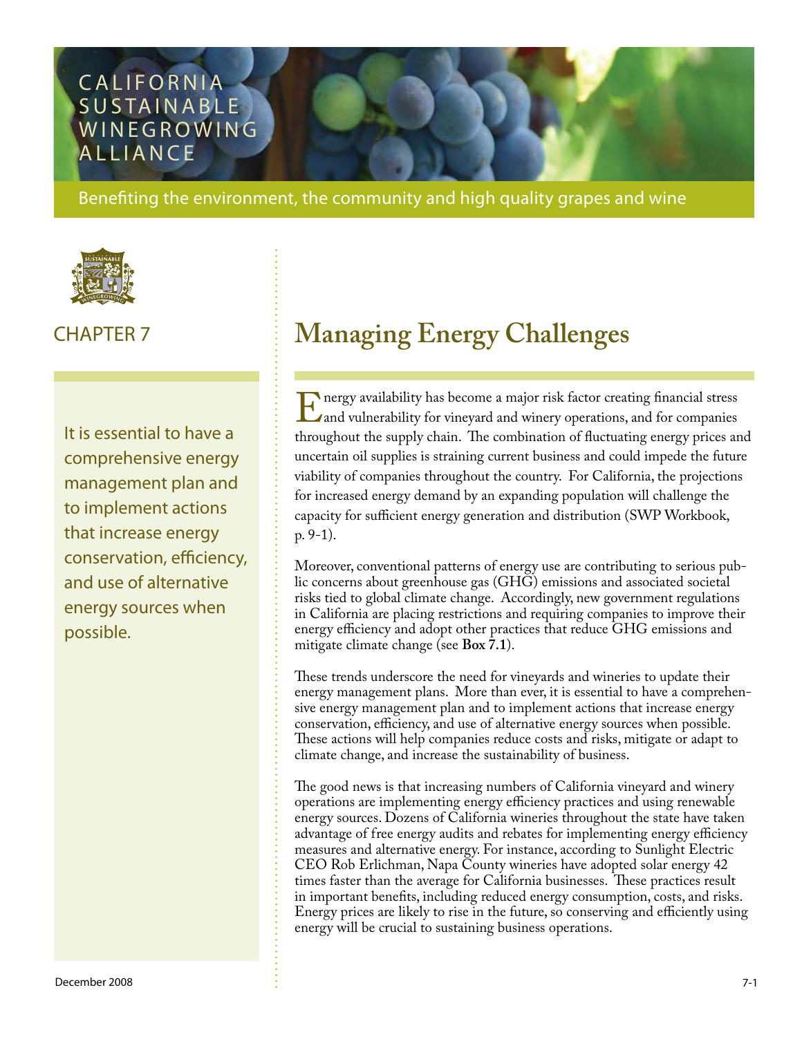CALIFORNIA SUSTAINABLE WINEGROWING ALLIANCE

Benefiting the environment, the community and high quality grapes and wine

CHAPTER 7

# Managing Energy Challenges

It is essential to have a comprehensive energy management plan and to implement actions that increase energy conservation, efficiency, and use of alternative energy sources when possible.

Energy availability has become a major risk factor creating financial stress and vulnerability for vineyard and winery operations, and for companies throughout the supply chain. The combination of fluctuating energy prices and uncertain oil supplies is straining current business and could impede the future viability of companies throughout the country. For California, the projections for increased energy demand by an expanding population will challenge the capacity for sufficient energy generation and distribution (SWP Workbook, p. 9-1).

Moreover, conventional patterns of energy use are contributing to serious public concerns about greenhouse gas (GHG) emissions and associated societal risks tied to global climate change. Accordingly, new government regulations in California are placing restrictions and requiring companies to improve their energy efficiency and adopt other practices that reduce GHG emissions and mitigate climate change (see **Box 7.1**).

These trends underscore the need for vineyards and wineries to update their energy management plans. More than ever, it is essential to have a comprehensive energy management plan and to implement actions that increase energy conservation, efficiency, and use of alternative energy sources when possible. These actions will help companies reduce costs and risks, mitigate or adapt to climate change, and increase the sustainability of business.

The good news is that increasing numbers of California vineyard and winery operations are implementing energy efficiency practices and using renewable energy sources. Dozens of California wineries throughout the state have taken advantage of free energy audits and rebates for implementing energy efficiency measures and alternative energy. For instance, according to Sunlight Electric CEO Rob Erlichman, Napa County wineries have adopted solar energy 42 times faster than the average for California businesses. These practices result in important benefits, including reduced energy consumption, costs, and risks. Energy prices are likely to rise in the future, so conserving and efficiently using energy will be crucial to sustaining business operations.

December 2008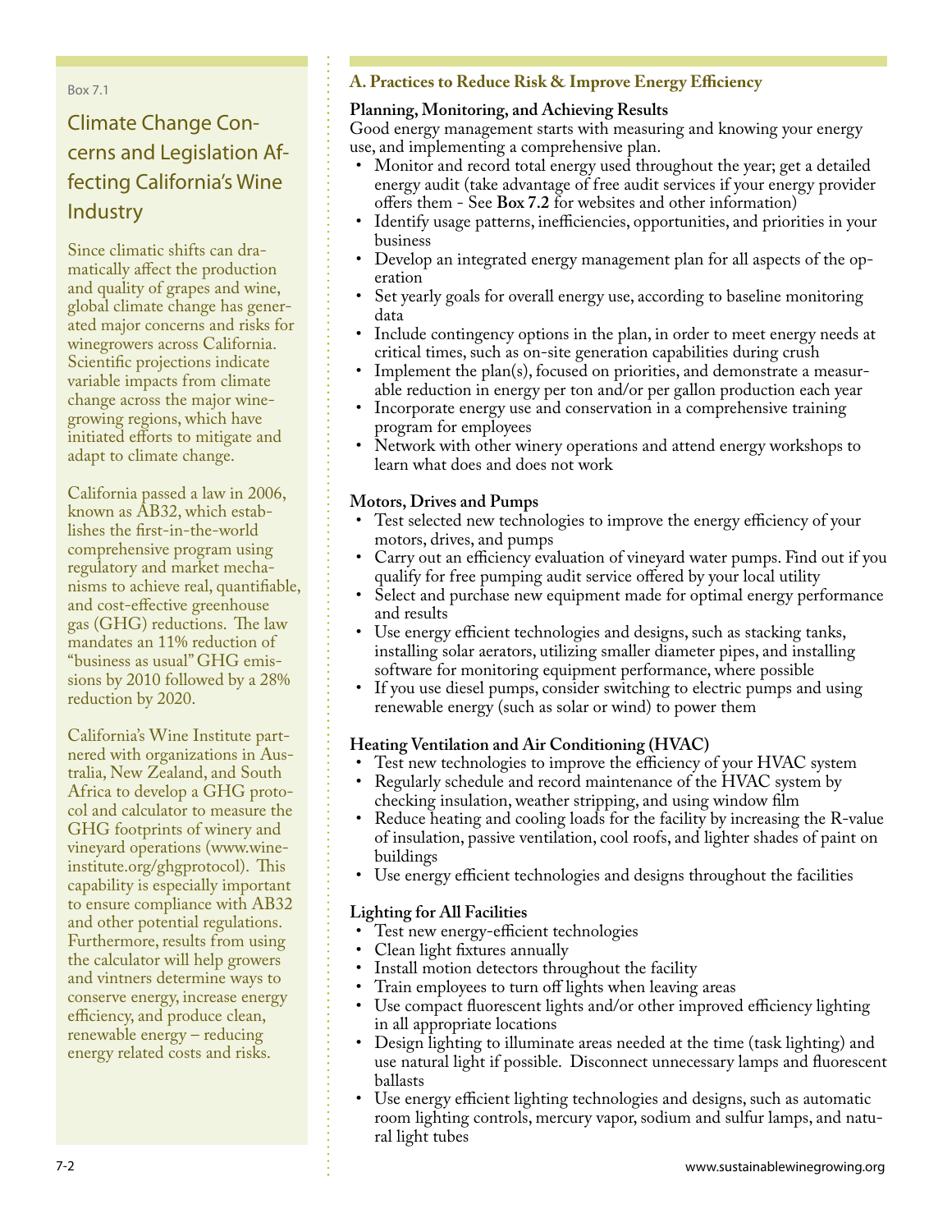Box 7.1

## Climate Change Concerns and Legislation Affecting California's Wine Industry

Since climatic shifts can dramatically affect the production and quality of grapes and wine, global climate change has generated major concerns and risks for winegrowers across California. Scientific projections indicate variable impacts from climate change across the major winegrowing regions, which have initiated efforts to mitigate and adapt to climate change.

California passed a law in 2006, known as AB32, which establishes the first-in-the-world comprehensive program using regulatory and market mechanisms to achieve real, quantifiable, and cost-effective greenhouse gas (GHG) reductions. The law mandates an 11% reduction of "business as usual" GHG emissions by 2010 followed by a 28% reduction by 2020.

California's Wine Institute partnered with organizations in Australia, New Zealand, and South Africa to develop a GHG protocol and calculator to measure the GHG footprints of winery and vineyard operations (www.wineinstitute.org/ghgprotocol). This capability is especially important to ensure compliance with AB32 and other potential regulations. Furthermore, results from using the calculator will help growers and vintners determine ways to conserve energy, increase energy efficiency, and produce clean, renewable energy – reducing energy related costs and risks.

## A. Practices to Reduce Risk & Improve Energy Efficiency

**Planning, Monitoring, and Achieving Results**

Good energy management starts with measuring and knowing your energy use, and implementing a comprehensive plan.

- Monitor and record total energy used throughout the year; get a detailed energy audit (take advantage of free audit services if your energy provider offers them - See **Box 7.2** for websites and other information)
- Identify usage patterns, inefficiencies, opportunities, and priorities in your business
- Develop an integrated energy management plan for all aspects of the operation
- Set yearly goals for overall energy use, according to baseline monitoring data
- Include contingency options in the plan, in order to meet energy needs at critical times, such as on-site generation capabilities during crush
- Implement the plan(s), focused on priorities, and demonstrate a measurable reduction in energy per ton and/or per gallon production each year
- Incorporate energy use and conservation in a comprehensive training program for employees
- Network with other winery operations and attend energy workshops to learn what does and does not work

**Motors, Drives and Pumps**

- Test selected new technologies to improve the energy efficiency of your motors, drives, and pumps
- Carry out an efficiency evaluation of vineyard water pumps. Find out if you qualify for free pumping audit service offered by your local utility
- Select and purchase new equipment made for optimal energy performance and results
- Use energy efficient technologies and designs, such as stacking tanks, installing solar aerators, utilizing smaller diameter pipes, and installing software for monitoring equipment performance, where possible
- If you use diesel pumps, consider switching to electric pumps and using renewable energy (such as solar or wind) to power them

**Heating Ventilation and Air Conditioning (HVAC)**

- Test new technologies to improve the efficiency of your HVAC system
- Regularly schedule and record maintenance of the HVAC system by checking insulation, weather stripping, and using window film
- Reduce heating and cooling loads for the facility by increasing the R-value of insulation, passive ventilation, cool roofs, and lighter shades of paint on buildings
- Use energy efficient technologies and designs throughout the facilities

**Lighting for All Facilities**

- Test new energy-efficient technologies
- Clean light fixtures annually
- Install motion detectors throughout the facility
- Train employees to turn off lights when leaving areas
- Use compact fluorescent lights and/or other improved efficiency lighting in all appropriate locations
- Design lighting to illuminate areas needed at the time (task lighting) and use natural light if possible. Disconnect unnecessary lamps and fluorescent ballasts
- Use energy efficient lighting technologies and designs, such as automatic room lighting controls, mercury vapor, sodium and sulfur lamps, and natural light tubes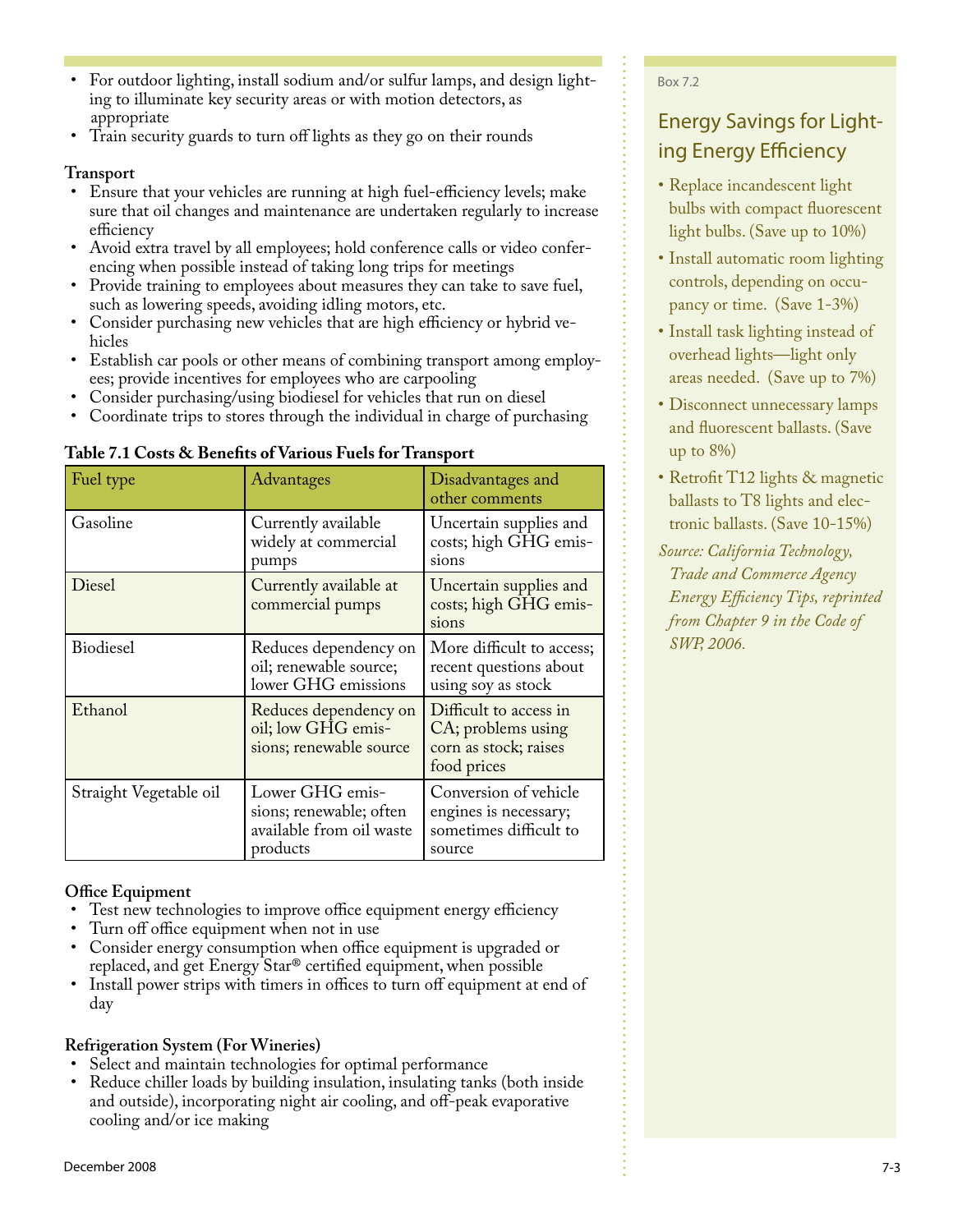- For outdoor lighting, install sodium and/or sulfur lamps, and design lighting to illuminate key security areas or with motion detectors, as appropriate
- Train security guards to turn off lights as they go on their rounds

**Transport**

- Ensure that your vehicles are running at high fuel-efficiency levels; make sure that oil changes and maintenance are undertaken regularly to increase efficiency
- Avoid extra travel by all employees; hold conference calls or video conferencing when possible instead of taking long trips for meetings
- Provide training to employees about measures they can take to save fuel, such as lowering speeds, avoiding idling motors, etc.
- Consider purchasing new vehicles that are high efficiency or hybrid vehicles
- Establish car pools or other means of combining transport among employees; provide incentives for employees who are carpooling
- Consider purchasing/using biodiesel for vehicles that run on diesel
- Coordinate trips to stores through the individual in charge of purchasing

**Table 7.1 Costs & Benefits of Various Fuels for Transport**

| Fuel type | Advantages | Disadvantages and other comments |
| --- | --- | --- |
| Gasoline | Currently available widely at commercial pumps | Uncertain supplies and costs; high GHG emissions |
| Diesel | Currently available at commercial pumps | Uncertain supplies and costs; high GHG emissions |
| Biodiesel | Reduces dependency on oil; renewable source; lower GHG emissions | More difficult to access; recent questions about using soy as stock |
| Ethanol | Reduces dependency on oil; low GHG emissions; renewable source | Difficult to access in CA; problems using corn as stock; raises food prices |
| Straight Vegetable oil | Lower GHG emissions; renewable; often available from oil waste products | Conversion of vehicle engines is necessary; sometimes difficult to source |

**Office Equipment**

- Test new technologies to improve office equipment energy efficiency
- Turn off office equipment when not in use
- Consider energy consumption when office equipment is upgraded or replaced, and get Energy Star® certified equipment, when possible
- Install power strips with timers in offices to turn off equipment at end of day

**Refrigeration System (For Wineries)**

- Select and maintain technologies for optimal performance
- Reduce chiller loads by building insulation, insulating tanks (both inside and outside), incorporating night air cooling, and off-peak evaporative cooling and/or ice making

Box 7.2

## Energy Savings for Lighting Energy Efficiency

- Replace incandescent light bulbs with compact fluorescent light bulbs. (Save up to 10%)
- Install automatic room lighting controls, depending on occupancy or time. (Save 1-3%)
- Install task lighting instead of overhead lights—light only areas needed. (Save up to 7%)
- Disconnect unnecessary lamps and fluorescent ballasts. (Save up to 8%)
- Retrofit T12 lights & magnetic ballasts to T8 lights and electronic ballasts. (Save 10-15%)

*Source: California Technology, Trade and Commerce Agency Energy Efficiency Tips, reprinted from Chapter 9 in the Code of SWP, 2006.*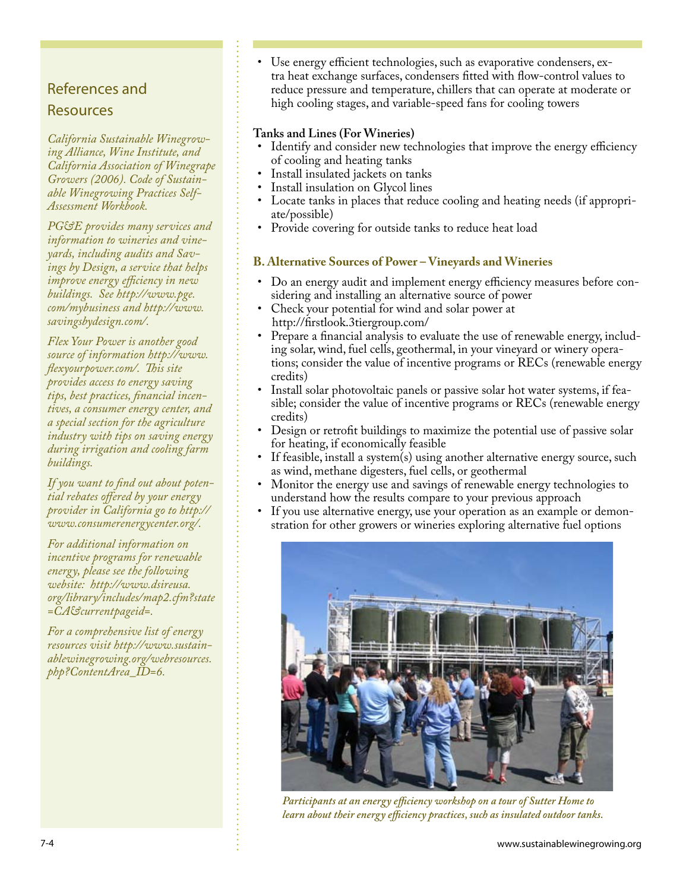## References and Resources

*California Sustainable Winegrowing Alliance, Wine Institute, and California Association of Winegrape Growers (2006). Code of Sustainable Winegrowing Practices Self-Assessment Workbook.*

*PG&E provides many services and information to wineries and vineyards, including audits and Savings by Design, a service that helps improve energy efficiency in new buildings. See http://www.pge.com/mybusiness and http://www.savingsbydesign.com/.*

*Flex Your Power is another good source of information http://www.flexyourpower.com/. This site provides access to energy saving tips, best practices, financial incentives, a consumer energy center, and a special section for the agriculture industry with tips on saving energy during irrigation and cooling farm buildings.*

*If you want to find out about potential rebates offered by your energy provider in California go to http://www.consumerenergycenter.org/.*

*For additional information on incentive programs for renewable energy, please see the following website: http://www.dsireusa.org/library/includes/map2.cfm?state=CA&currentpageid=.*

*For a comprehensive list of energy resources visit http://www.sustainablewinegrowing.org/webresources.php?ContentArea_ID=6.*

- Use energy efficient technologies, such as evaporative condensers, extra heat exchange surfaces, condensers fitted with flow-control values to reduce pressure and temperature, chillers that can operate at moderate or high cooling stages, and variable-speed fans for cooling towers

**Tanks and Lines (For Wineries)**

- Identify and consider new technologies that improve the energy efficiency of cooling and heating tanks
- Install insulated jackets on tanks
- Install insulation on Glycol lines
- Locate tanks in places that reduce cooling and heating needs (if appropriate/possible)
- Provide covering for outside tanks to reduce heat load

### B. Alternative Sources of Power – Vineyards and Wineries

- Do an energy audit and implement energy efficiency measures before considering and installing an alternative source of power
- Check your potential for wind and solar power at http://firstlook.3tiergroup.com/
- Prepare a financial analysis to evaluate the use of renewable energy, including solar, wind, fuel cells, geothermal, in your vineyard or winery operations; consider the value of incentive programs or RECs (renewable energy credits)
- Install solar photovoltaic panels or passive solar hot water systems, if feasible; consider the value of incentive programs or RECs (renewable energy credits)
- Design or retrofit buildings to maximize the potential use of passive solar for heating, if economically feasible
- If feasible, install a system(s) using another alternative energy source, such as wind, methane digesters, fuel cells, or geothermal
- Monitor the energy use and savings of renewable energy technologies to understand how the results compare to your previous approach
- If you use alternative energy, use your operation as an example or demonstration for other growers or wineries exploring alternative fuel options

*Participants at an energy efficiency workshop on a tour of Sutter Home to learn about their energy efficiency practices, such as insulated outdoor tanks.*